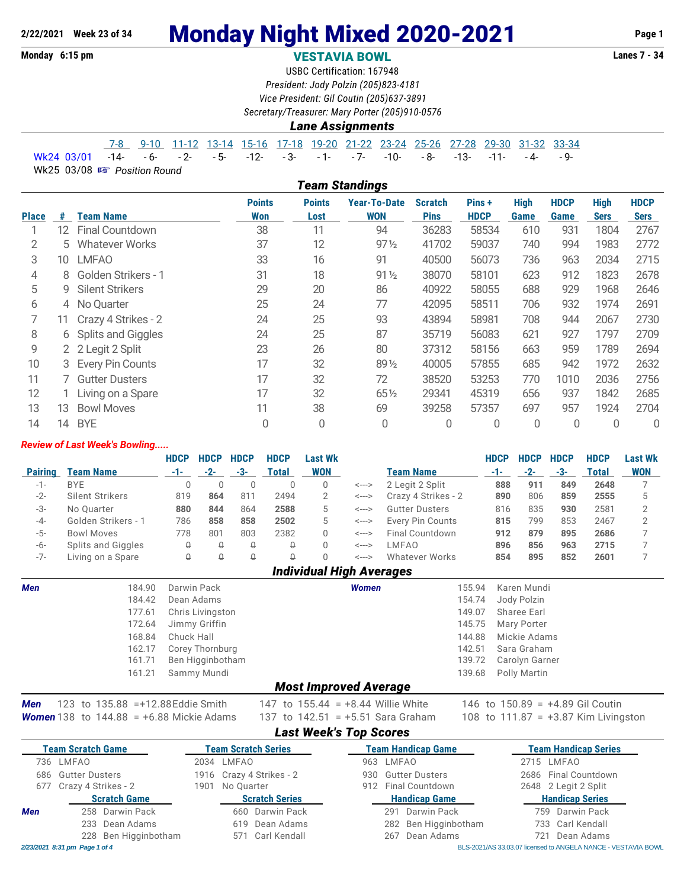2/22/2021 Week 23 of 34

# Monday Night Mixed 2020-2021

Monday 6:15 pm

## VESTAVIA BOWL

Lanes 7 - 34

USBC Certification: 167948

*President: Jody Polzin (205)823-4181*

*Vice President: Gil Coutin (205)637-3891*

*Secretary/Treasurer: Mary Porter (205)910-0576*

### Lane Assignments

| | 7-8 | 9-10 | 11-12 | 13-14 | 15-16 | 17-18 | 19-20 | 21-22 | 23-24 | 25-26 | 27-28 | 29-30 | 31-32 | 33-34 |
|---|---|---|---|---|---|---|---|---|---|---|---|---|---|---|
| Wk24 03/01 | -14- | - 6- | - 2- | - 5- | -12- | - 3- | - 1- | - 7- | -10- | - 8- | -13- | -11- | - 4- | - 9- |

Wk25 03/08 ☞ *Position Round*

### Team Standings

| Place | # | Team Name | Points Won | Points Lost | Year-To-Date WON | Scratch Pins | Pins + HDCP | High Game | HDCP Game | High Sers | HDCP Sers |
|---|---|---|---|---|---|---|---|---|---|---|---|
| 1 | 12 | Final Countdown | 38 | 11 | 94 | 36283 | 58534 | 610 | 931 | 1804 | 2767 |
| 2 | 5 | Whatever Works | 37 | 12 | 97½ | 41702 | 59037 | 740 | 994 | 1983 | 2772 |
| 3 | 10 | LMFAO | 33 | 16 | 91 | 40500 | 56073 | 736 | 963 | 2034 | 2715 |
| 4 | 8 | Golden Strikers - 1 | 31 | 18 | 91½ | 38070 | 58101 | 623 | 912 | 1823 | 2678 |
| 5 | 9 | Silent Strikers | 29 | 20 | 86 | 40922 | 58055 | 688 | 929 | 1968 | 2646 |
| 6 | 4 | No Quarter | 25 | 24 | 77 | 42095 | 58511 | 706 | 932 | 1974 | 2691 |
| 7 | 11 | Crazy 4 Strikes - 2 | 24 | 25 | 93 | 43894 | 58981 | 708 | 944 | 2067 | 2730 |
| 8 | 6 | Splits and Giggles | 24 | 25 | 87 | 35719 | 56083 | 621 | 927 | 1797 | 2709 |
| 9 | 2 | 2 Legit 2 Split | 23 | 26 | 80 | 37312 | 58156 | 663 | 959 | 1789 | 2694 |
| 10 | 3 | Every Pin Counts | 17 | 32 | 89½ | 40005 | 57855 | 685 | 942 | 1972 | 2632 |
| 11 | 7 | Gutter Dusters | 17 | 32 | 72 | 38520 | 53253 | 770 | 1010 | 2036 | 2756 |
| 12 | 1 | Living on a Spare | 17 | 32 | 65½ | 29341 | 45319 | 656 | 937 | 1842 | 2685 |
| 13 | 13 | Bowl Moves | 11 | 38 | 69 | 39258 | 57357 | 697 | 957 | 1924 | 2704 |
| 14 | 14 | BYE | 0 | 0 | 0 | 0 | 0 | 0 | 0 | 0 | 0 |

***Review of Last Week's Bowling.....***

| Pairing | Team Name | HDCP -1- | HDCP -2- | HDCP -3- | HDCP Total | Last Wk WON | | Team Name | HDCP -1- | HDCP -2- | HDCP -3- | HDCP Total | Last Wk WON |
|---|---|---|---|---|---|---|---|---|---|---|---|---|---|
| -1- | BYE | 0 | 0 | 0 | 0 | 0 | <---> | 2 Legit 2 Split | **888** | **911** | **849** | **2648** | 7 |
| -2- | Silent Strikers | 819 | **864** | 811 | 2494 | 2 | <---> | Crazy 4 Strikes - 2 | **890** | 806 | **859** | **2555** | 5 |
| -3- | No Quarter | **880** | **844** | 864 | **2588** | 5 | <---> | Gutter Dusters | 816 | 835 | **930** | 2581 | 2 |
| -4- | Golden Strikers - 1 | 786 | **858** | **858** | **2502** | 5 | <---> | Every Pin Counts | **815** | 799 | 853 | 2467 | 2 |
| -5- | Bowl Moves | 778 | 801 | 803 | 2382 | 0 | <---> | Final Countdown | **912** | **879** | **895** | **2686** | 7 |
| -6- | Splits and Giggles | 0 | 0 | 0 | 0 | 0 | <---> | LMFAO | **896** | **856** | **963** | **2715** | 7 |
| -7- | Living on a Spare | 0 | 0 | 0 | 0 | 0 | <---> | Whatever Works | **854** | **895** | **852** | **2601** | 7 |

### Individual High Averages

| *Men* | | *Women* | |
|---|---|---|---|
| 184.90 | Darwin Pack | 155.94 | Karen Mundi |
| 184.42 | Dean Adams | 154.74 | Jody Polzin |
| 177.61 | Chris Livingston | 149.07 | Sharee Earl |
| 172.64 | Jimmy Griffin | 145.75 | Mary Porter |
| 168.84 | Chuck Hall | 144.88 | Mickie Adams |
| 162.17 | Corey Thornburg | 142.51 | Sara Graham |
| 161.71 | Ben Higginbotham | 139.72 | Carolyn Garner |
| 161.21 | Sammy Mundi | 139.68 | Polly Martin |

### Most Improved Average

| | | | |
|---|---|---|---|
| *Men* | 123 to 135.88 = +12.88 Eddie Smith | 147 to 155.44 = +8.44 Willie White | 146 to 150.89 = +4.89 Gil Coutin |
| *Women* | 138 to 144.88 = +6.88 Mickie Adams | 137 to 142.51 = +5.51 Sara Graham | 108 to 111.87 = +3.87 Kim Livingston |

### Last Week's Top Scores

| Team Scratch Game | Team Scratch Series | Team Handicap Game | Team Handicap Series |
|---|---|---|---|
| 736 LMFAO | 2034 LMFAO | 963 LMFAO | 2715 LMFAO |
| 686 Gutter Dusters | 1916 Crazy 4 Strikes - 2 | 930 Gutter Dusters | 2686 Final Countdown |
| 677 Crazy 4 Strikes - 2 | 1901 No Quarter | 912 Final Countdown | 2648 2 Legit 2 Split |

| | Scratch Game | Scratch Series | Handicap Game | Handicap Series |
|---|---|---|---|---|
| *Men* | 258 Darwin Pack | 660 Darwin Pack | 291 Darwin Pack | 759 Darwin Pack |
| | 233 Dean Adams | 619 Dean Adams | 282 Ben Higginbotham | 733 Carl Kendall |
| | 228 Ben Higginbotham | 571 Carl Kendall | 267 Dean Adams | 721 Dean Adams |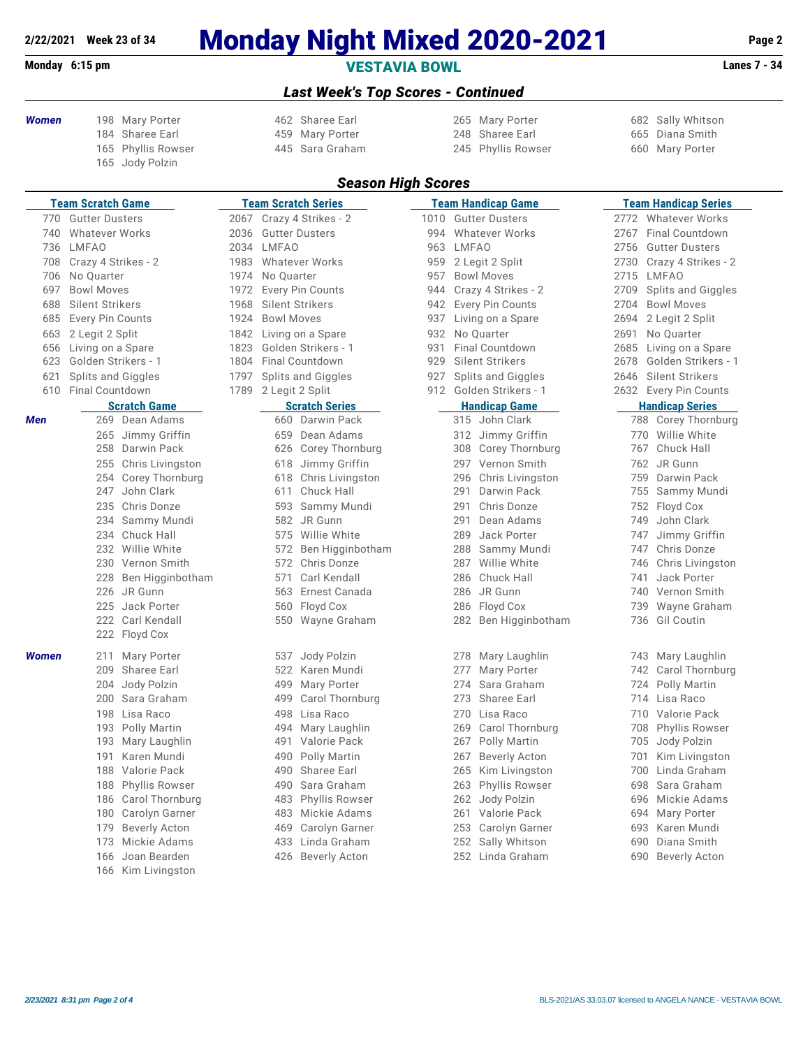# Monday Night Mixed 2020-2021

**2/22/2021 Week 23 of 34**

**Monday 6:15 pm** — **VESTAVIA BOWL** — **Lanes 7 - 34**

## *Last Week's Top Scores - Continued*

**Women**

| Scratch Game | Scratch Series | Handicap Game | Handicap Series |
|---|---|---|---|
| 198 Mary Porter | 462 Sharee Earl | 265 Mary Porter | 682 Sally Whitson |
| 184 Sharee Earl | 459 Mary Porter | 248 Sharee Earl | 665 Diana Smith |
| 165 Phyllis Rowser | 445 Sara Graham | 245 Phyllis Rowser | 660 Mary Porter |
| 165 Jody Polzin | | | |

## *Season High Scores*

| Team Scratch Game | Team Scratch Series | Team Handicap Game | Team Handicap Series |
|---|---|---|---|
| 770 Gutter Dusters | 2067 Crazy 4 Strikes - 2 | 1010 Gutter Dusters | 2772 Whatever Works |
| 740 Whatever Works | 2036 Gutter Dusters | 994 Whatever Works | 2767 Final Countdown |
| 736 LMFAO | 2034 LMFAO | 963 LMFAO | 2756 Gutter Dusters |
| 708 Crazy 4 Strikes - 2 | 1983 Whatever Works | 959 2 Legit 2 Split | 2730 Crazy 4 Strikes - 2 |
| 706 No Quarter | 1974 No Quarter | 957 Bowl Moves | 2715 LMFAO |
| 697 Bowl Moves | 1972 Every Pin Counts | 944 Crazy 4 Strikes - 2 | 2709 Splits and Giggles |
| 688 Silent Strikers | 1968 Silent Strikers | 942 Every Pin Counts | 2704 Bowl Moves |
| 685 Every Pin Counts | 1924 Bowl Moves | 937 Living on a Spare | 2694 2 Legit 2 Split |
| 663 2 Legit 2 Split | 1842 Living on a Spare | 932 No Quarter | 2691 No Quarter |
| 656 Living on a Spare | 1823 Golden Strikers - 1 | 931 Final Countdown | 2685 Living on a Spare |
| 623 Golden Strikers - 1 | 1804 Final Countdown | 929 Silent Strikers | 2678 Golden Strikers - 1 |
| 621 Splits and Giggles | 1797 Splits and Giggles | 927 Splits and Giggles | 2646 Silent Strikers |
| 610 Final Countdown | 1789 2 Legit 2 Split | 912 Golden Strikers - 1 | 2632 Every Pin Counts |

**Men**

| Scratch Game | Scratch Series | Handicap Game | Handicap Series |
|---|---|---|---|
| 269 Dean Adams | 660 Darwin Pack | 315 John Clark | 788 Corey Thornburg |
| 265 Jimmy Griffin | 659 Dean Adams | 312 Jimmy Griffin | 770 Willie White |
| 258 Darwin Pack | 626 Corey Thornburg | 308 Corey Thornburg | 767 Chuck Hall |
| 255 Chris Livingston | 618 Jimmy Griffin | 297 Vernon Smith | 762 JR Gunn |
| 254 Corey Thornburg | 618 Chris Livingston | 296 Chris Livingston | 759 Darwin Pack |
| 247 John Clark | 611 Chuck Hall | 291 Darwin Pack | 755 Sammy Mundi |
| 235 Chris Donze | 593 Sammy Mundi | 291 Chris Donze | 752 Floyd Cox |
| 234 Sammy Mundi | 582 JR Gunn | 291 Dean Adams | 749 John Clark |
| 234 Chuck Hall | 575 Willie White | 289 Jack Porter | 747 Jimmy Griffin |
| 232 Willie White | 572 Ben Higginbotham | 288 Sammy Mundi | 747 Chris Donze |
| 230 Vernon Smith | 572 Chris Donze | 287 Willie White | 746 Chris Livingston |
| 228 Ben Higginbotham | 571 Carl Kendall | 286 Chuck Hall | 741 Jack Porter |
| 226 JR Gunn | 563 Ernest Canada | 286 JR Gunn | 740 Vernon Smith |
| 225 Jack Porter | 560 Floyd Cox | 286 Floyd Cox | 739 Wayne Graham |
| 222 Carl Kendall | 550 Wayne Graham | 282 Ben Higginbotham | 736 Gil Coutin |
| 222 Floyd Cox | | | |

**Women**

| Scratch Game | Scratch Series | Handicap Game | Handicap Series |
|---|---|---|---|
| 211 Mary Porter | 537 Jody Polzin | 278 Mary Laughlin | 743 Mary Laughlin |
| 209 Sharee Earl | 522 Karen Mundi | 277 Mary Porter | 742 Carol Thornburg |
| 204 Jody Polzin | 499 Mary Porter | 274 Sara Graham | 724 Polly Martin |
| 200 Sara Graham | 499 Carol Thornburg | 273 Sharee Earl | 714 Lisa Raco |
| 198 Lisa Raco | 498 Lisa Raco | 270 Lisa Raco | 710 Valorie Pack |
| 193 Polly Martin | 494 Mary Laughlin | 269 Carol Thornburg | 708 Phyllis Rowser |
| 193 Mary Laughlin | 491 Valorie Pack | 267 Polly Martin | 705 Jody Polzin |
| 191 Karen Mundi | 490 Polly Martin | 267 Beverly Acton | 701 Kim Livingston |
| 188 Valorie Pack | 490 Sharee Earl | 265 Kim Livingston | 700 Linda Graham |
| 188 Phyllis Rowser | 490 Sara Graham | 263 Phyllis Rowser | 698 Sara Graham |
| 186 Carol Thornburg | 483 Phyllis Rowser | 262 Jody Polzin | 696 Mickie Adams |
| 180 Carolyn Garner | 483 Mickie Adams | 261 Valorie Pack | 694 Mary Porter |
| 179 Beverly Acton | 469 Carolyn Garner | 253 Carolyn Garner | 693 Karen Mundi |
| 173 Mickie Adams | 433 Linda Graham | 252 Sally Whitson | 690 Diana Smith |
| 166 Joan Bearden | 426 Beverly Acton | 252 Linda Graham | 690 Beverly Acton |
| 166 Kim Livingston | | | |

*2/23/2021 8:31 pm*

BLS-2021/AS 33.03.07 licensed to ANGELA NANCE - VESTAVIA BOWL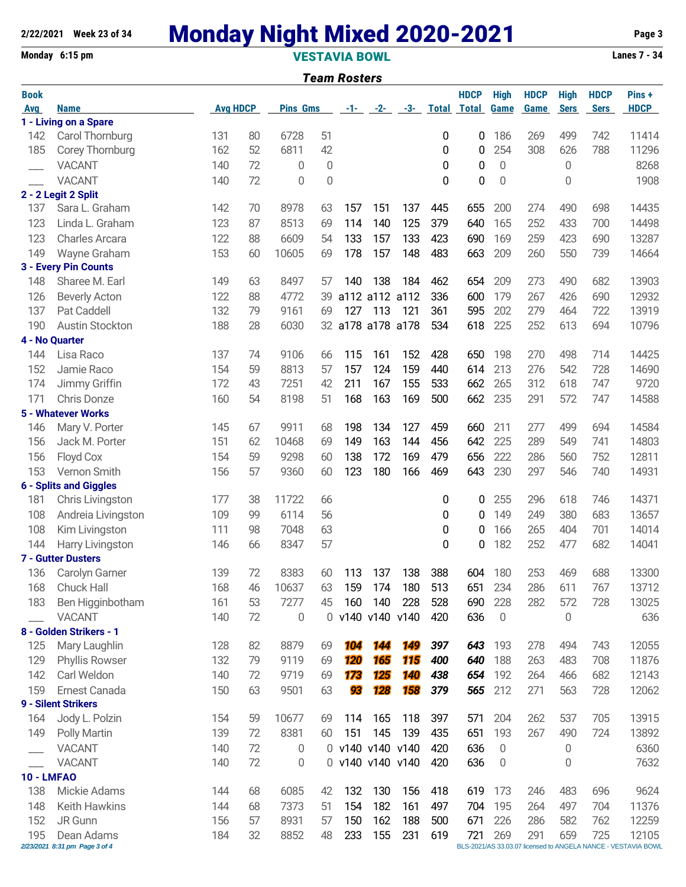# Monday Night Mixed 2020-2021

2/22/2021 Week 23 of 34

Monday 6:15 pm

**VESTAVIA BOWL**

Lanes 7 - 34

## Team Rosters

| Book Avg | Name | Avg | HDCP | Pins | Gms | -1- | -2- | -3- | Total | HDCP Total | High Game | HDCP Game | High Sers | HDCP Sers | Pins + HDCP |
|---|---|---|---|---|---|---|---|---|---|---|---|---|---|---|---|
| **1 - Living on a Spare** | | | | | | | | | | | | | | | |
| 142 | Carol Thornburg | 131 | 80 | 6728 | 51 | | | | 0 | 0 | 186 | 269 | 499 | 742 | 11414 |
| 185 | Corey Thornburg | 162 | 52 | 6811 | 42 | | | | 0 | 0 | 254 | 308 | 626 | 788 | 11296 |
| ___ | VACANT | 140 | 72 | 0 | 0 | | | | 0 | 0 | 0 | | 0 | | 8268 |
| ___ | VACANT | 140 | 72 | 0 | 0 | | | | 0 | 0 | 0 | | 0 | | 1908 |
| **2 - 2 Legit 2 Split** | | | | | | | | | | | | | | | |
| 137 | Sara L. Graham | 142 | 70 | 8978 | 63 | 157 | 151 | 137 | 445 | 655 | 200 | 274 | 490 | 698 | 14435 |
| 123 | Linda L. Graham | 123 | 87 | 8513 | 69 | 114 | 140 | 125 | 379 | 640 | 165 | 252 | 433 | 700 | 14498 |
| 123 | Charles Arcara | 122 | 88 | 6609 | 54 | 133 | 157 | 133 | 423 | 690 | 169 | 259 | 423 | 690 | 13287 |
| 149 | Wayne Graham | 153 | 60 | 10605 | 69 | 178 | 157 | 148 | 483 | 663 | 209 | 260 | 550 | 739 | 14664 |
| **3 - Every Pin Counts** | | | | | | | | | | | | | | | |
| 148 | Sharee M. Earl | 149 | 63 | 8497 | 57 | 140 | 138 | 184 | 462 | 654 | 209 | 273 | 490 | 682 | 13903 |
| 126 | Beverly Acton | 122 | 88 | 4772 | 39 | a112 | a112 | a112 | 336 | 600 | 179 | 267 | 426 | 690 | 12932 |
| 137 | Pat Caddell | 132 | 79 | 9161 | 69 | 127 | 113 | 121 | 361 | 595 | 202 | 279 | 464 | 722 | 13919 |
| 190 | Austin Stockton | 188 | 28 | 6030 | 32 | a178 | a178 | a178 | 534 | 618 | 225 | 252 | 613 | 694 | 10796 |
| **4 - No Quarter** | | | | | | | | | | | | | | | |
| 144 | Lisa Raco | 137 | 74 | 9106 | 66 | 115 | 161 | 152 | 428 | 650 | 198 | 270 | 498 | 714 | 14425 |
| 152 | Jamie Raco | 154 | 59 | 8813 | 57 | 157 | 124 | 159 | 440 | 614 | 213 | 276 | 542 | 728 | 14690 |
| 174 | Jimmy Griffin | 172 | 43 | 7251 | 42 | 211 | 167 | 155 | 533 | 662 | 265 | 312 | 618 | 747 | 9720 |
| 171 | Chris Donze | 160 | 54 | 8198 | 51 | 168 | 163 | 169 | 500 | 662 | 235 | 291 | 572 | 747 | 14588 |
| **5 - Whatever Works** | | | | | | | | | | | | | | | |
| 146 | Mary V. Porter | 145 | 67 | 9911 | 68 | 198 | 134 | 127 | 459 | 660 | 211 | 277 | 499 | 694 | 14584 |
| 156 | Jack M. Porter | 151 | 62 | 10468 | 69 | 149 | 163 | 144 | 456 | 642 | 225 | 289 | 549 | 741 | 14803 |
| 156 | Floyd Cox | 154 | 59 | 9298 | 60 | 138 | 172 | 169 | 479 | 656 | 222 | 286 | 560 | 752 | 12811 |
| 153 | Vernon Smith | 156 | 57 | 9360 | 60 | 123 | 180 | 166 | 469 | 643 | 230 | 297 | 546 | 740 | 14931 |
| **6 - Splits and Giggles** | | | | | | | | | | | | | | | |
| 181 | Chris Livingston | 177 | 38 | 11722 | 66 | | | | 0 | 0 | 255 | 296 | 618 | 746 | 14371 |
| 108 | Andreia Livingston | 109 | 99 | 6114 | 56 | | | | 0 | 0 | 149 | 249 | 380 | 683 | 13657 |
| 108 | Kim Livingston | 111 | 98 | 7048 | 63 | | | | 0 | 0 | 166 | 265 | 404 | 701 | 14014 |
| 144 | Harry Livingston | 146 | 66 | 8347 | 57 | | | | 0 | 0 | 182 | 252 | 477 | 682 | 14041 |
| **7 - Gutter Dusters** | | | | | | | | | | | | | | | |
| 136 | Carolyn Garner | 139 | 72 | 8383 | 60 | 113 | 137 | 138 | 388 | 604 | 180 | 253 | 469 | 688 | 13300 |
| 168 | Chuck Hall | 168 | 46 | 10637 | 63 | 159 | 174 | 180 | 513 | 651 | 234 | 286 | 611 | 767 | 13712 |
| 183 | Ben Higginbotham | 161 | 53 | 7277 | 45 | 160 | 140 | 228 | 528 | 690 | 228 | 282 | 572 | 728 | 13025 |
| ___ | VACANT | 140 | 72 | 0 | 0 | v140 | v140 | v140 | 420 | 636 | 0 | | 0 | | 636 |
| **8 - Golden Strikers - 1** | | | | | | | | | | | | | | | |
| 125 | Mary Laughlin | 128 | 82 | 8879 | 69 | ***104*** | ***144*** | ***149*** | ***397*** | ***643*** | 193 | 278 | 494 | 743 | 12055 |
| 129 | Phyllis Rowser | 132 | 79 | 9119 | 69 | ***120*** | ***165*** | ***115*** | ***400*** | ***640*** | 188 | 263 | 483 | 708 | 11876 |
| 142 | Carl Weldon | 140 | 72 | 9719 | 69 | ***173*** | ***125*** | ***140*** | ***438*** | ***654*** | 192 | 264 | 466 | 682 | 12143 |
| 159 | Ernest Canada | 150 | 63 | 9501 | 63 | ***93*** | ***128*** | ***158*** | ***379*** | ***565*** | 212 | 271 | 563 | 728 | 12062 |
| **9 - Silent Strikers** | | | | | | | | | | | | | | | |
| 164 | Jody L. Polzin | 154 | 59 | 10677 | 69 | 114 | 165 | 118 | 397 | 571 | 204 | 262 | 537 | 705 | 13915 |
| 149 | Polly Martin | 139 | 72 | 8381 | 60 | 151 | 145 | 139 | 435 | 651 | 193 | 267 | 490 | 724 | 13892 |
| ___ | VACANT | 140 | 72 | 0 | 0 | v140 | v140 | v140 | 420 | 636 | 0 | | 0 | | 6360 |
| ___ | VACANT | 140 | 72 | 0 | 0 | v140 | v140 | v140 | 420 | 636 | 0 | | 0 | | 7632 |
| **10 - LMFAO** | | | | | | | | | | | | | | | |
| 138 | Mickie Adams | 144 | 68 | 6085 | 42 | 132 | 130 | 156 | 418 | 619 | 173 | 246 | 483 | 696 | 9624 |
| 148 | Keith Hawkins | 144 | 68 | 7373 | 51 | 154 | 182 | 161 | 497 | 704 | 195 | 264 | 497 | 704 | 11376 |
| 152 | JR Gunn | 156 | 57 | 8931 | 57 | 150 | 162 | 188 | 500 | 671 | 226 | 286 | 582 | 762 | 12259 |
| 195 | Dean Adams | 184 | 32 | 8852 | 48 | 233 | 155 | 231 | 619 | 721 | 269 | 291 | 659 | 725 | 12105 |

BLS-2021/AS 33.03.07 licensed to ANGELA NANCE - VESTAVIA BOWL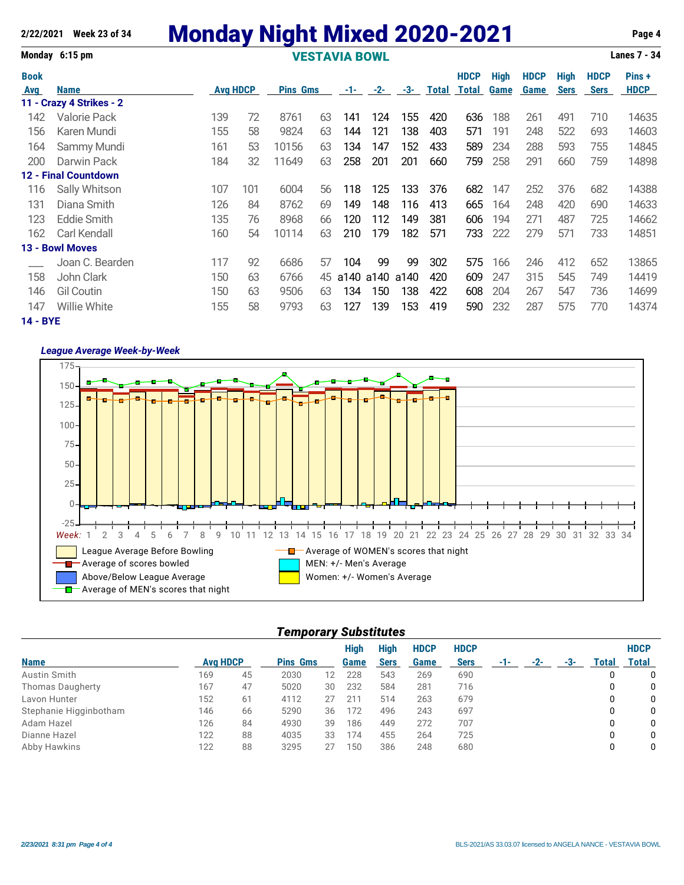# Monday Night Mixed 2020-2021

2/22/2021 Week 23 of 34

Monday 6:15 pm

**VESTAVIA BOWL**

Lanes 7 - 34

| Book Avg | Name | Avg | HDCP | Pins | Gms | -1- | -2- | -3- | Total | HDCP Total | High Game | HDCP Game | High Sers | HDCP Sers | Pins + HDCP |
|---|---|---|---|---|---|---|---|---|---|---|---|---|---|---|---|
| **11 - Crazy 4 Strikes - 2** | | | | | | | | | | | | | | | |
| 142 | Valorie Pack | 139 | 72 | 8761 | 63 | 141 | 124 | 155 | 420 | 636 | 188 | 261 | 491 | 710 | 14635 |
| 156 | Karen Mundi | 155 | 58 | 9824 | 63 | 144 | 121 | 138 | 403 | 571 | 191 | 248 | 522 | 693 | 14603 |
| 164 | Sammy Mundi | 161 | 53 | 10156 | 63 | 134 | 147 | 152 | 433 | 589 | 234 | 288 | 593 | 755 | 14845 |
| 200 | Darwin Pack | 184 | 32 | 11649 | 63 | 258 | 201 | 201 | 660 | 759 | 258 | 291 | 660 | 759 | 14898 |
| **12 - Final Countdown** | | | | | | | | | | | | | | | |
| 116 | Sally Whitson | 107 | 101 | 6004 | 56 | 118 | 125 | 133 | 376 | 682 | 147 | 252 | 376 | 682 | 14388 |
| 131 | Diana Smith | 126 | 84 | 8762 | 69 | 149 | 148 | 116 | 413 | 665 | 164 | 248 | 420 | 690 | 14633 |
| 123 | Eddie Smith | 135 | 76 | 8968 | 66 | 120 | 112 | 149 | 381 | 606 | 194 | 271 | 487 | 725 | 14662 |
| 162 | Carl Kendall | 160 | 54 | 10114 | 63 | 210 | 179 | 182 | 571 | 733 | 222 | 279 | 571 | 733 | 14851 |
| **13 - Bowl Moves** | | | | | | | | | | | | | | | |
| ___ | Joan C. Bearden | 117 | 92 | 6686 | 57 | 104 | 99 | 99 | 302 | 575 | 166 | 246 | 412 | 652 | 13865 |
| 158 | John Clark | 150 | 63 | 6766 | 45 | a140 | a140 | a140 | 420 | 609 | 247 | 315 | 545 | 749 | 14419 |
| 146 | Gil Coutin | 150 | 63 | 9506 | 63 | 134 | 150 | 138 | 422 | 608 | 204 | 267 | 547 | 736 | 14699 |
| 147 | Willie White | 155 | 58 | 9793 | 63 | 127 | 139 | 153 | 419 | 590 | 232 | 287 | 575 | 770 | 14374 |
| **14 - BYE** | | | | | | | | | | | | | | | |

*League Average Week-by-Week*

175 150 125 100 75 50 25 0 -25

Week: 1 2 3 4 5 6 7 8 9 10 11 12 13 14 15 16 17 18 19 20 21 22 23 24 25 26 27 28 29 30 31 32 33 34

League Average Before Bowling
Average of scores bowled
Above/Below League Average
Average of MEN's scores that night
Average of WOMEN's scores that night
MEN: +/- Men's Average
Women: +/- Women's Average

## *Temporary Substitutes*

| Name | Avg | HDCP | Pins | Gms | High Game | High Sers | HDCP Game | HDCP Sers | -1- | -2- | -3- | Total | HDCP Total |
|---|---|---|---|---|---|---|---|---|---|---|---|---|---|
| Austin Smith | 169 | 45 | 2030 | 12 | 228 | 543 | 269 | 690 | | | | 0 | 0 |
| Thomas Daugherty | 167 | 47 | 5020 | 30 | 232 | 584 | 281 | 716 | | | | 0 | 0 |
| Lavon Hunter | 152 | 61 | 4112 | 27 | 211 | 514 | 263 | 679 | | | | 0 | 0 |
| Stephanie Higginbotham | 146 | 66 | 5290 | 36 | 172 | 496 | 243 | 697 | | | | 0 | 0 |
| Adam Hazel | 126 | 84 | 4930 | 39 | 186 | 449 | 272 | 707 | | | | 0 | 0 |
| Dianne Hazel | 122 | 88 | 4035 | 33 | 174 | 455 | 264 | 725 | | | | 0 | 0 |
| Abby Hawkins | 122 | 88 | 3295 | 27 | 150 | 386 | 248 | 680 | | | | 0 | 0 |

*2/23/2021 8:31 pm*

BLS-2021/AS 33.03.07 licensed to ANGELA NANCE - VESTAVIA BOWL